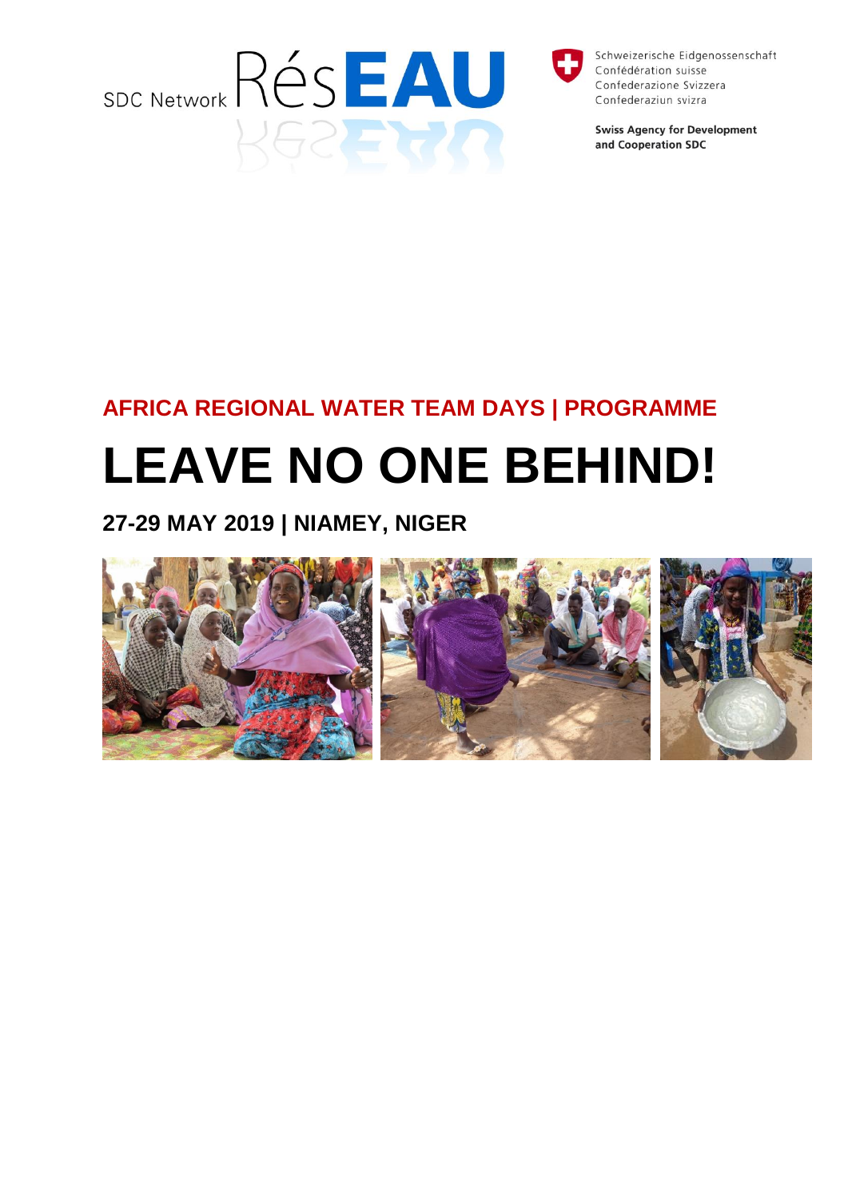SDC Network RésEAU

Schweizerische Eidgenossenschaft
Confédération suisse
Confederazione Svizzera
Confederaziun svizra

**Swiss Agency for Development and Cooperation SDC**

## AFRICA REGIONAL WATER TEAM DAYS | PROGRAMME

# LEAVE NO ONE BEHIND!

### 27-29 MAY 2019 | NIAMEY, NIGER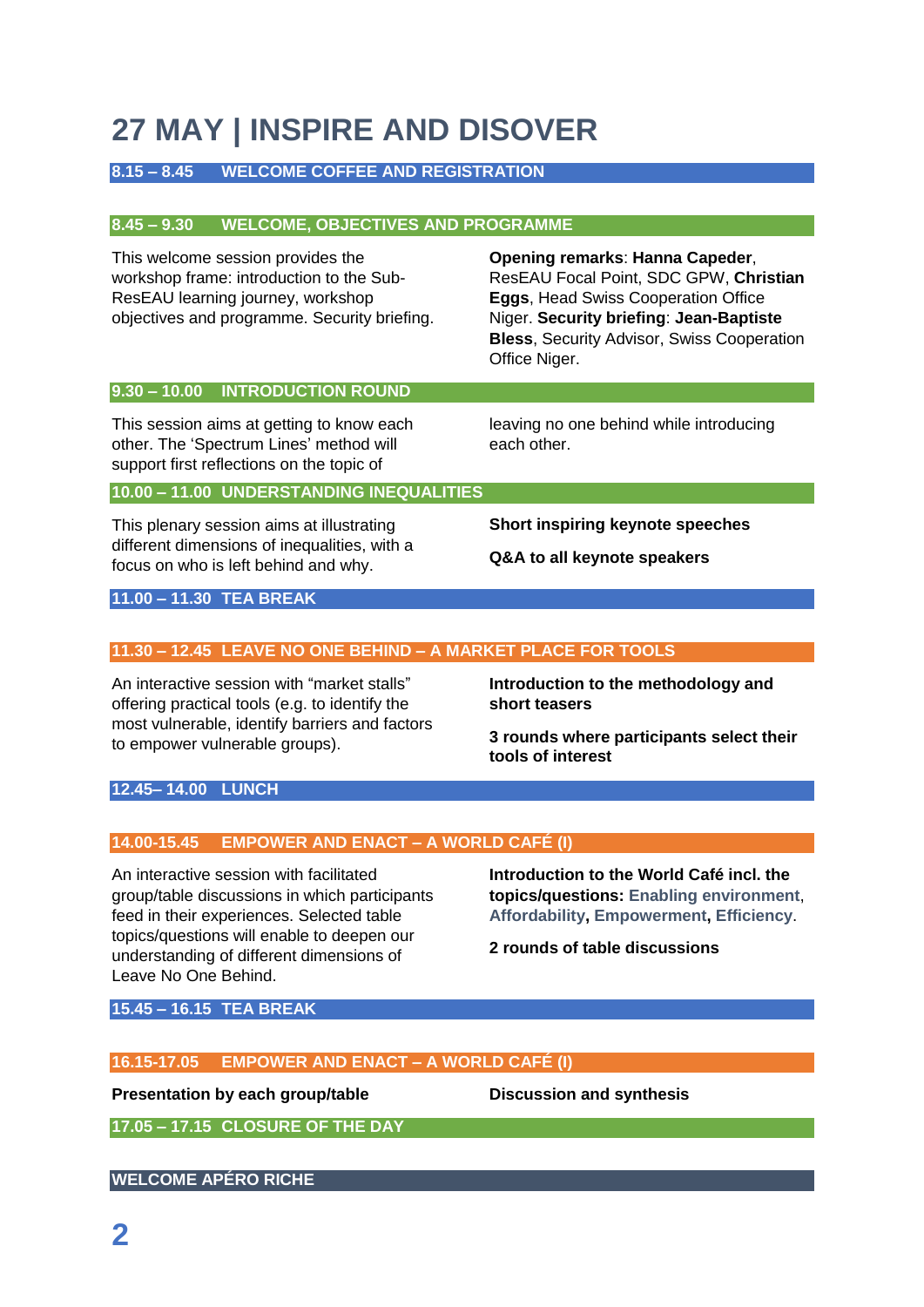# 27 MAY | INSPIRE AND DISOVER

### 8.15 – 8.45 WELCOME COFFEE AND REGISTRATION

### 8.45 – 9.30 WELCOME, OBJECTIVES AND PROGRAMME

This welcome session provides the workshop frame: introduction to the Sub-ResEAU learning journey, workshop objectives and programme. Security briefing.

**Opening remarks**: **Hanna Capeder**, ResEAU Focal Point, SDC GPW, **Christian Eggs**, Head Swiss Cooperation Office Niger. **Security briefing**: **Jean-Baptiste Bless**, Security Advisor, Swiss Cooperation Office Niger.

### 9.30 – 10.00 INTRODUCTION ROUND

This session aims at getting to know each other. The 'Spectrum Lines' method will support first reflections on the topic of leaving no one behind while introducing each other.

### 10.00 – 11.00 UNDERSTANDING INEQUALITIES

This plenary session aims at illustrating different dimensions of inequalities, with a focus on who is left behind and why.

**Short inspiring keynote speeches**

**Q&A to all keynote speakers**

### 11.00 – 11.30 TEA BREAK

### 11.30 – 12.45 LEAVE NO ONE BEHIND – A MARKET PLACE FOR TOOLS

An interactive session with "market stalls" offering practical tools (e.g. to identify the most vulnerable, identify barriers and factors to empower vulnerable groups).

**Introduction to the methodology and short teasers**

**3 rounds where participants select their tools of interest**

### 12.45– 14.00 LUNCH

### 14.00-15.45 EMPOWER AND ENACT – A WORLD CAFÉ (I)

An interactive session with facilitated group/table discussions in which participants feed in their experiences. Selected table topics/questions will enable to deepen our understanding of different dimensions of Leave No One Behind.

**Introduction to the World Café incl. the topics/questions: Enabling environment**, **Affordability**, **Empowerment**, **Efficiency**.

**2 rounds of table discussions**

### 15.45 – 16.15 TEA BREAK

### 16.15-17.05 EMPOWER AND ENACT – A WORLD CAFÉ (I)

**Presentation by each group/table**

**Discussion and synthesis**

### 17.05 – 17.15 CLOSURE OF THE DAY

### WELCOME APÉRO RICHE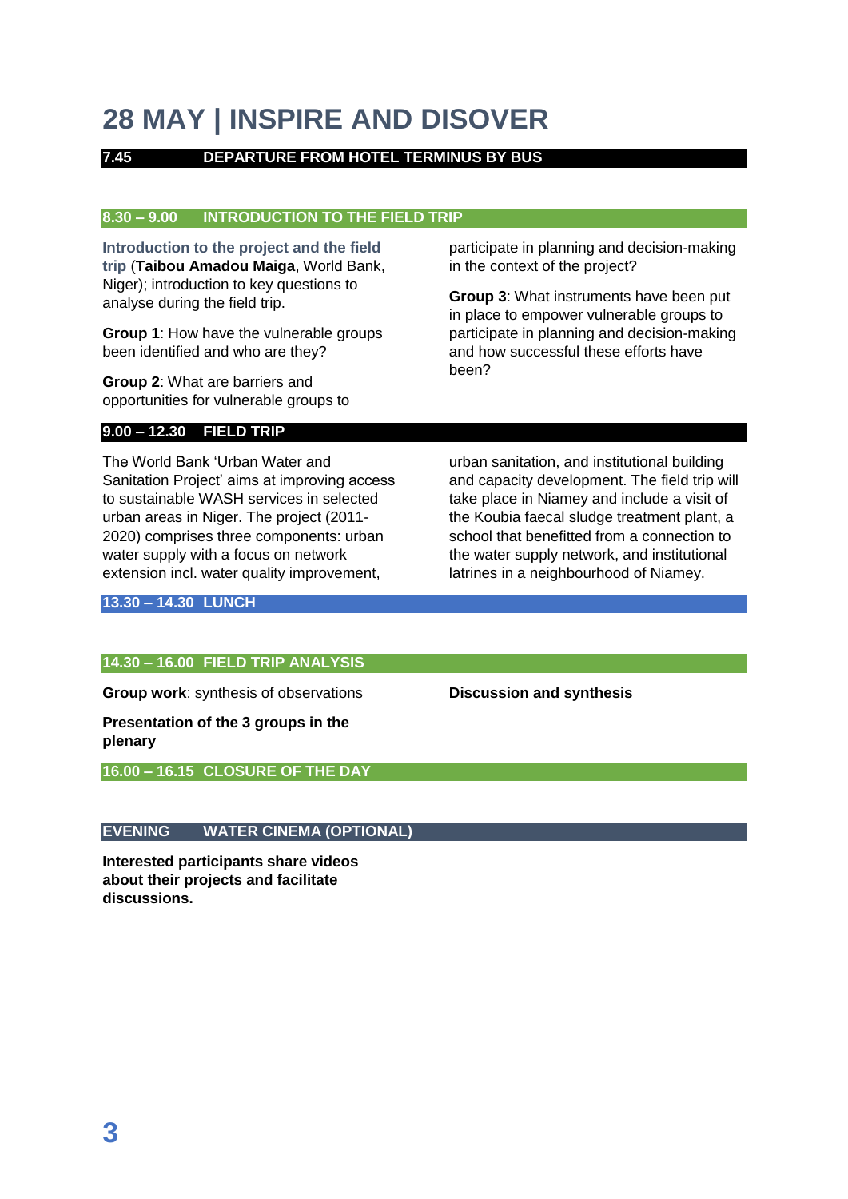# 28 MAY | INSPIRE AND DISOVER

## 7.45 DEPARTURE FROM HOTEL TERMINUS BY BUS

## 8.30 – 9.00 INTRODUCTION TO THE FIELD TRIP

**Introduction to the project and the field trip** (**Taibou Amadou Maiga**, World Bank, Niger); introduction to key questions to analyse during the field trip.

**Group 1**: How have the vulnerable groups been identified and who are they?

**Group 2**: What are barriers and opportunities for vulnerable groups to participate in planning and decision-making in the context of the project?

**Group 3**: What instruments have been put in place to empower vulnerable groups to participate in planning and decision-making and how successful these efforts have been?

## 9.00 – 12.30 FIELD TRIP

The World Bank 'Urban Water and Sanitation Project' aims at improving access to sustainable WASH services in selected urban areas in Niger. The project (2011-2020) comprises three components: urban water supply with a focus on network extension incl. water quality improvement, urban sanitation, and institutional building and capacity development. The field trip will take place in Niamey and include a visit of the Koubia faecal sludge treatment plant, a school that benefitted from a connection to the water supply network, and institutional latrines in a neighbourhood of Niamey.

## 13.30 – 14.30 LUNCH

## 14.30 – 16.00 FIELD TRIP ANALYSIS

**Group work**: synthesis of observations

**Presentation of the 3 groups in the plenary**

**Discussion and synthesis**

## 16.00 – 16.15 CLOSURE OF THE DAY

## EVENING WATER CINEMA (OPTIONAL)

**Interested participants share videos about their projects and facilitate discussions.**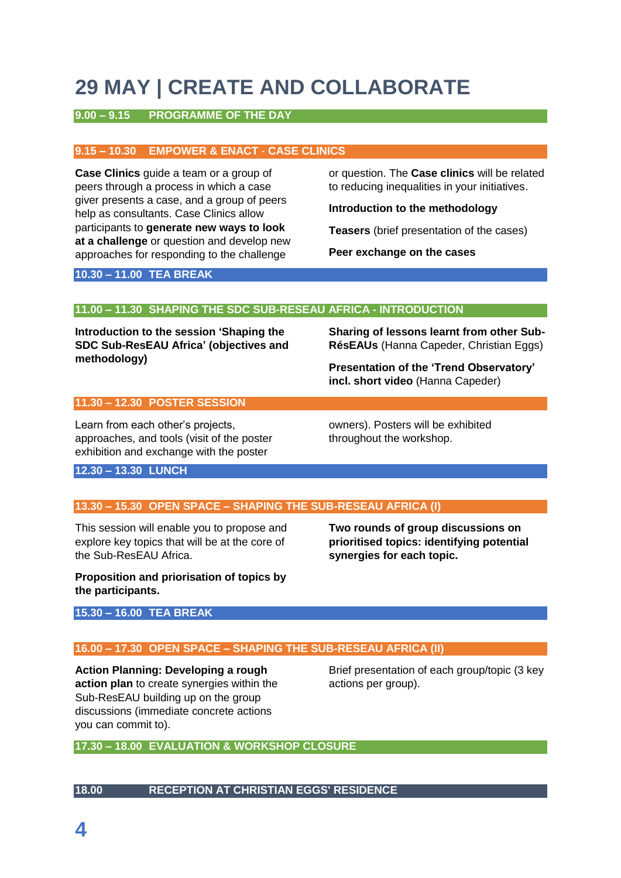# 29 MAY | CREATE AND COLLABORATE

## 9.00 – 9.15 PROGRAMME OF THE DAY

## 9.15 – 10.30 EMPOWER & ENACT - CASE CLINICS

**Case Clinics** guide a team or a group of peers through a process in which a case giver presents a case, and a group of peers help as consultants. Case Clinics allow participants to **generate new ways to look at a challenge** or question and develop new approaches for responding to the challenge or question. The **Case clinics** will be related to reducing inequalities in your initiatives.

**Introduction to the methodology**

**Teasers** (brief presentation of the cases)

**Peer exchange on the cases**

## 10.30 – 11.00 TEA BREAK

## 11.00 – 11.30 SHAPING THE SDC SUB-RESEAU AFRICA - INTRODUCTION

**Introduction to the session 'Shaping the SDC Sub-ResEAU Africa' (objectives and methodology)**

**Sharing of lessons learnt from other Sub-RésEAUs** (Hanna Capeder, Christian Eggs)

**Presentation of the 'Trend Observatory' incl. short video** (Hanna Capeder)

## 11.30 – 12.30 POSTER SESSION

Learn from each other's projects, approaches, and tools (visit of the poster exhibition and exchange with the poster owners). Posters will be exhibited throughout the workshop.

## 12.30 – 13.30 LUNCH

## 13.30 – 15.30 OPEN SPACE – SHAPING THE SUB-RESEAU AFRICA (I)

This session will enable you to propose and explore key topics that will be at the core of the Sub-ResEAU Africa.

**Proposition and priorisation of topics by the participants.**

**Two rounds of group discussions on prioritised topics: identifying potential synergies for each topic.**

## 15.30 – 16.00 TEA BREAK

## 16.00 – 17.30 OPEN SPACE – SHAPING THE SUB-RESEAU AFRICA (II)

**Action Planning: Developing a rough action plan** to create synergies within the Sub-ResEAU building up on the group discussions (immediate concrete actions you can commit to).

Brief presentation of each group/topic (3 key actions per group).

## 17.30 – 18.00 EVALUATION & WORKSHOP CLOSURE

## 18.00 RECEPTION AT CHRISTIAN EGGS' RESIDENCE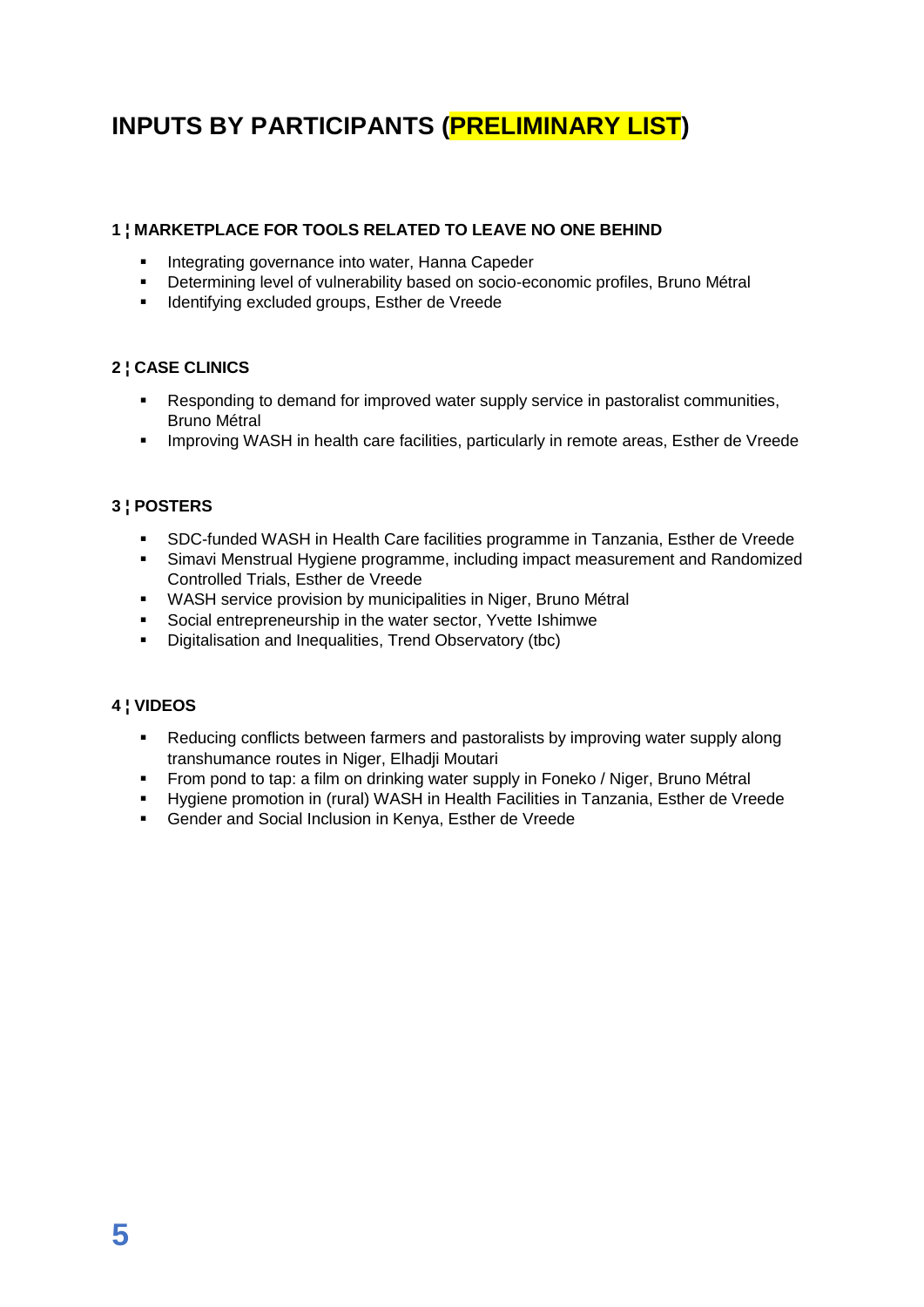# INPUTS BY PARTICIPANTS (PRELIMINARY LIST)

### 1 ¦ MARKETPLACE FOR TOOLS RELATED TO LEAVE NO ONE BEHIND

- Integrating governance into water, Hanna Capeder
- Determining level of vulnerability based on socio-economic profiles, Bruno Métral
- Identifying excluded groups, Esther de Vreede

### 2 ¦ CASE CLINICS

- Responding to demand for improved water supply service in pastoralist communities, Bruno Métral
- Improving WASH in health care facilities, particularly in remote areas, Esther de Vreede

### 3 ¦ POSTERS

- SDC-funded WASH in Health Care facilities programme in Tanzania, Esther de Vreede
- Simavi Menstrual Hygiene programme, including impact measurement and Randomized Controlled Trials, Esther de Vreede
- WASH service provision by municipalities in Niger, Bruno Métral
- Social entrepreneurship in the water sector, Yvette Ishimwe
- Digitalisation and Inequalities, Trend Observatory (tbc)

### 4 ¦ VIDEOS

- Reducing conflicts between farmers and pastoralists by improving water supply along transhumance routes in Niger, Elhadji Moutari
- From pond to tap: a film on drinking water supply in Foneko / Niger, Bruno Métral
- Hygiene promotion in (rural) WASH in Health Facilities in Tanzania, Esther de Vreede
- Gender and Social Inclusion in Kenya, Esther de Vreede